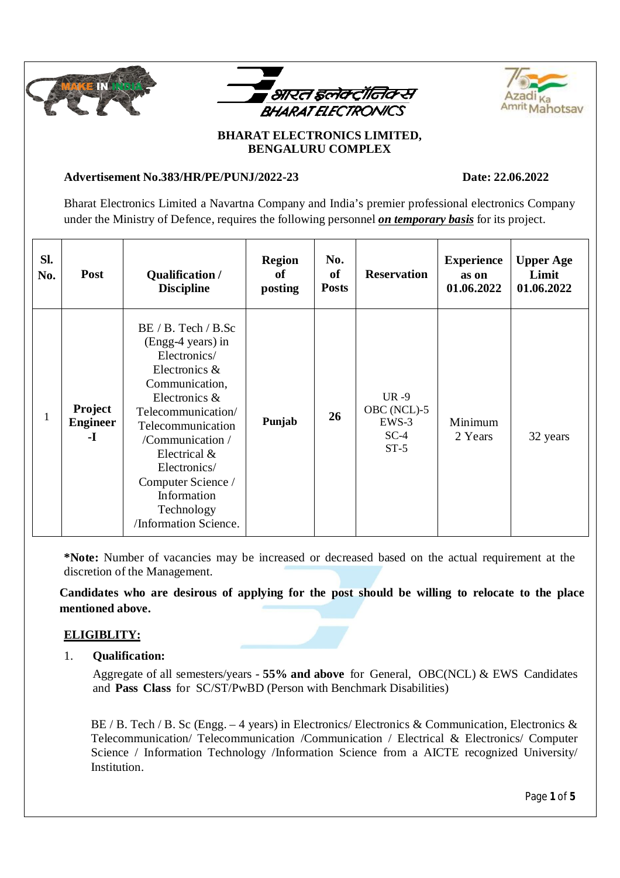**BHARAT ELECTRONICS LIMITED, BENGALURU COMPLEX**

**Advertisement No.383/HR/PE/PUNJ/2022-23** **Date: 22.06.2022**

Bharat Electronics Limited a Navartna Company and India's premier professional electronics Company under the Ministry of Defence, requires the following personnel ***on temporary basis*** for its project.

| Sl. No. | Post | Qualification / Discipline | Region of posting | No. of Posts | Reservation | Experience as on 01.06.2022 | Upper Age Limit 01.06.2022 |
|---|---|---|---|---|---|---|---|
| 1 | **Project Engineer -I** | BE / B. Tech / B.Sc (Engg-4 years) in Electronics/ Electronics & Communication, Electronics & Telecommunication/ Telecommunication /Communication / Electrical & Electronics/ Computer Science / Information Technology /Information Science. | **Punjab** | **26** | UR -9<br>OBC (NCL)-5<br>EWS-3<br>SC-4<br>ST-5 | Minimum 2 Years | 32 years |

***Note:** Number of vacancies may be increased or decreased based on the actual requirement at the discretion of the Management.

**Candidates who are desirous of applying for the post should be willing to relocate to the place mentioned above.**

**ELIGIBLITY:**

1. **Qualification:**

   Aggregate of all semesters/years - **55% and above** for General, OBC(NCL) & EWS Candidates and **Pass Class** for SC/ST/PwBD (Person with Benchmark Disabilities)

   BE / B. Tech / B. Sc (Engg. – 4 years) in Electronics/ Electronics & Communication, Electronics & Telecommunication/ Telecommunication /Communication / Electrical & Electronics/ Computer Science / Information Technology /Information Science from a AICTE recognized University/ Institution.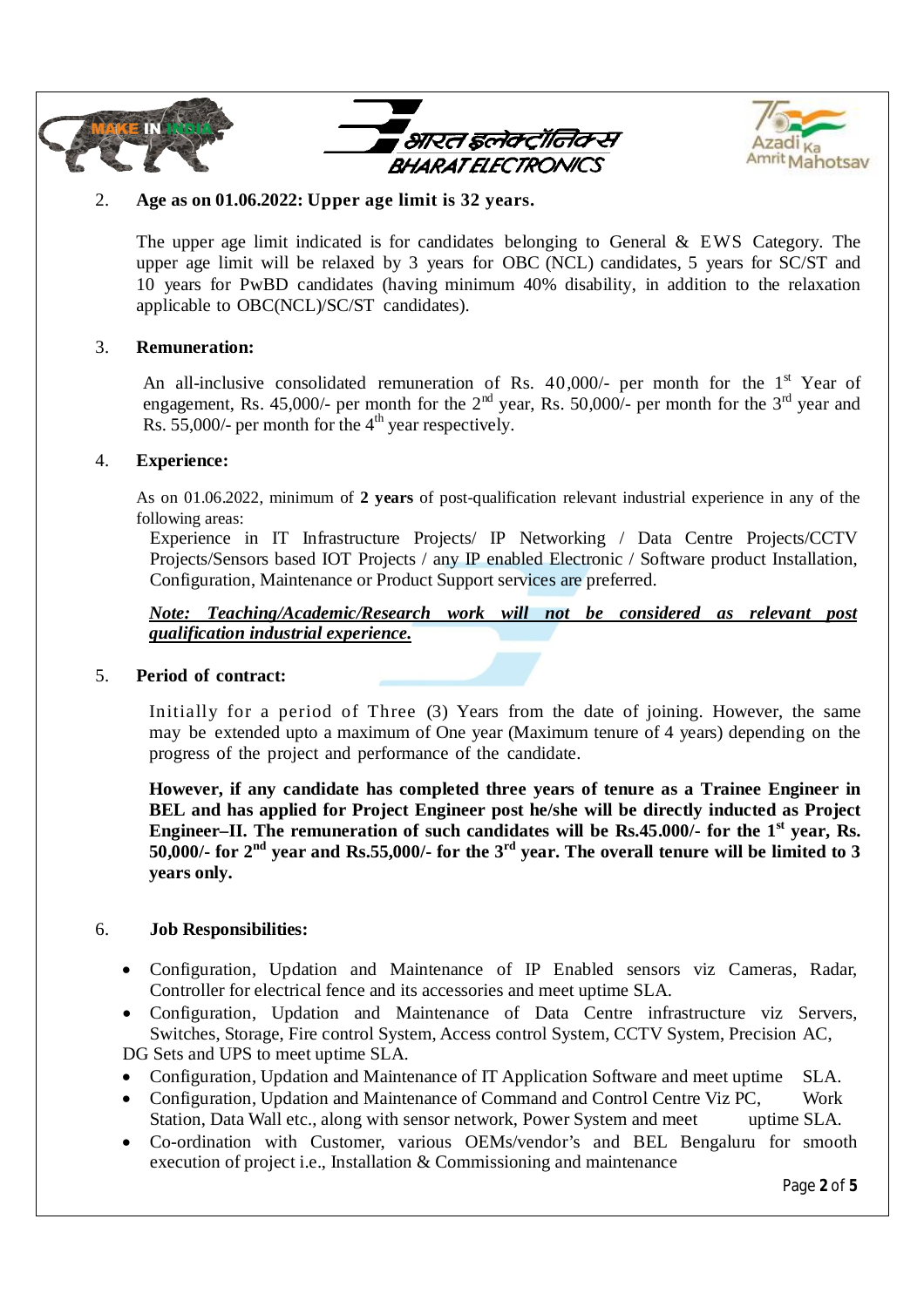2. **Age as on 01.06.2022: Upper age limit is 32 years.**

   The upper age limit indicated is for candidates belonging to General & EWS Category. The upper age limit will be relaxed by 3 years for OBC (NCL) candidates, 5 years for SC/ST and 10 years for PwBD candidates (having minimum 40% disability, in addition to the relaxation applicable to OBC(NCL)/SC/ST candidates).

3. **Remuneration:**

   An all-inclusive consolidated remuneration of Rs. 40,000/- per month for the 1st Year of engagement, Rs. 45,000/- per month for the 2nd year, Rs. 50,000/- per month for the 3rd year and Rs. 55,000/- per month for the 4th year respectively.

4. **Experience:**

   As on 01.06.2022, minimum of **2 years** of post-qualification relevant industrial experience in any of the following areas:

   Experience in IT Infrastructure Projects/ IP Networking / Data Centre Projects/CCTV Projects/Sensors based IOT Projects / any IP enabled Electronic / Software product Installation, Configuration, Maintenance or Product Support services are preferred.

   ***Note: Teaching/Academic/Research work will not be considered as relevant post qualification industrial experience.***

5. **Period of contract:**

   Initially for a period of Three (3) Years from the date of joining. However, the same may be extended upto a maximum of One year (Maximum tenure of 4 years) depending on the progress of the project and performance of the candidate.

   **However, if any candidate has completed three years of tenure as a Trainee Engineer in BEL and has applied for Project Engineer post he/she will be directly inducted as Project Engineer–II. The remuneration of such candidates will be Rs.45.000/- for the 1st year, Rs. 50,000/- for 2nd year and Rs.55,000/- for the 3rd year. The overall tenure will be limited to 3 years only.**

6. **Job Responsibilities:**

   - Configuration, Updation and Maintenance of IP Enabled sensors viz Cameras, Radar, Controller for electrical fence and its accessories and meet uptime SLA.
   - Configuration, Updation and Maintenance of Data Centre infrastructure viz Servers, Switches, Storage, Fire control System, Access control System, CCTV System, Precision AC, DG Sets and UPS to meet uptime SLA.
   - Configuration, Updation and Maintenance of IT Application Software and meet uptime SLA.
   - Configuration, Updation and Maintenance of Command and Control Centre Viz PC, Work Station, Data Wall etc., along with sensor network, Power System and meet uptime SLA.
   - Co-ordination with Customer, various OEMs/vendor's and BEL Bengaluru for smooth execution of project i.e., Installation & Commissioning and maintenance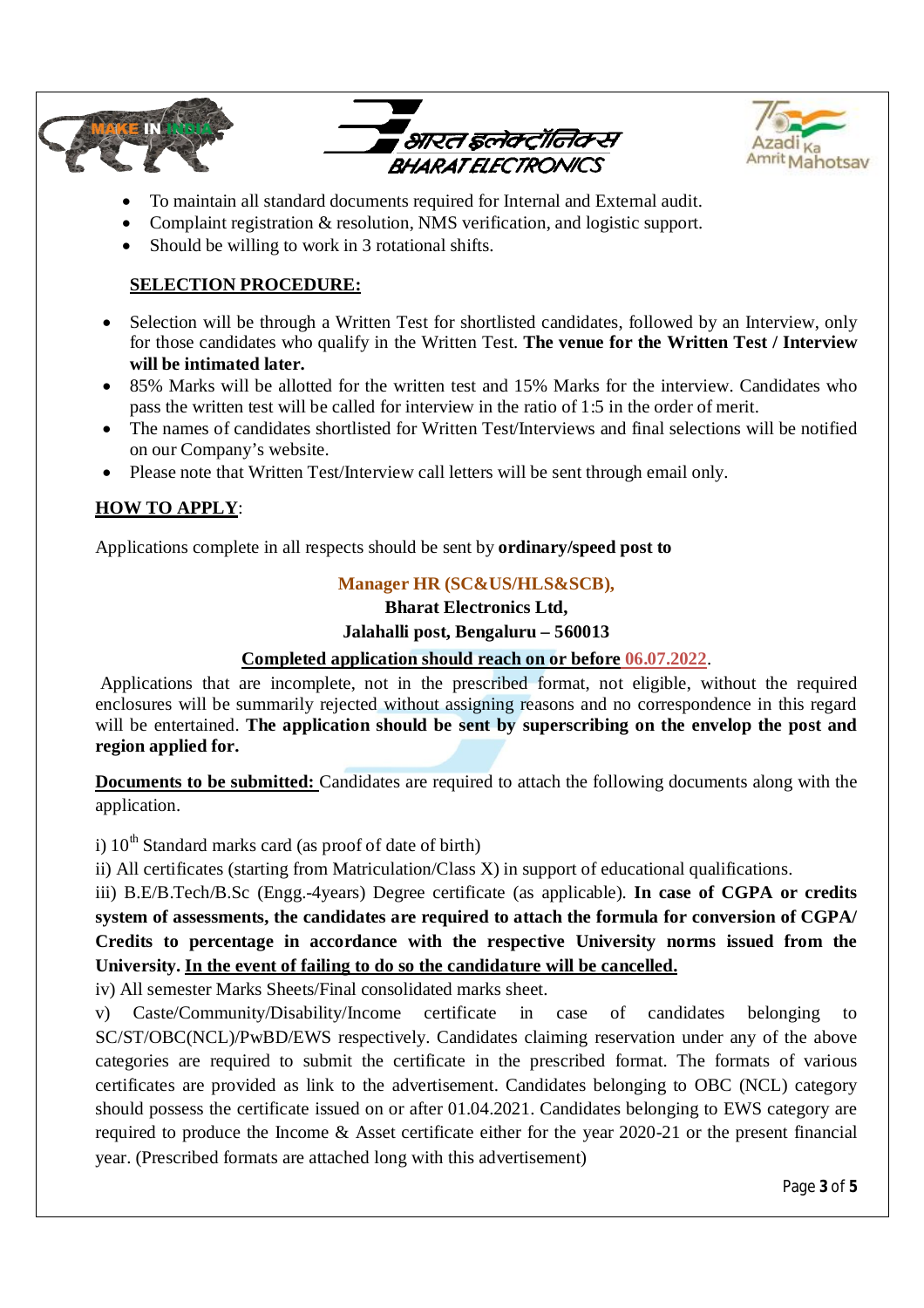- To maintain all standard documents required for Internal and External audit.
- Complaint registration & resolution, NMS verification, and logistic support.
- Should be willing to work in 3 rotational shifts.

**SELECTION PROCEDURE:**

- Selection will be through a Written Test for shortlisted candidates, followed by an Interview, only for those candidates who qualify in the Written Test. **The venue for the Written Test / Interview will be intimated later.**
- 85% Marks will be allotted for the written test and 15% Marks for the interview. Candidates who pass the written test will be called for interview in the ratio of 1:5 in the order of merit.
- The names of candidates shortlisted for Written Test/Interviews and final selections will be notified on our Company's website.
- Please note that Written Test/Interview call letters will be sent through email only.

**HOW TO APPLY**:

Applications complete in all respects should be sent by **ordinary/speed post to**

**Manager HR (SC&US/HLS&SCB),**
**Bharat Electronics Ltd,**
**Jalahalli post, Bengaluru – 560013**

**Completed application should reach on or before 06.07.2022**.

Applications that are incomplete, not in the prescribed format, not eligible, without the required enclosures will be summarily rejected without assigning reasons and no correspondence in this regard will be entertained. **The application should be sent by superscribing on the envelop the post and region applied for.**

**Documents to be submitted:** Candidates are required to attach the following documents along with the application.

i) 10th Standard marks card (as proof of date of birth)

ii) All certificates (starting from Matriculation/Class X) in support of educational qualifications.

iii) B.E/B.Tech/B.Sc (Engg.-4years) Degree certificate (as applicable). **In case of CGPA or credits system of assessments, the candidates are required to attach the formula for conversion of CGPA/ Credits to percentage in accordance with the respective University norms issued from the University. In the event of failing to do so the candidature will be cancelled.**

iv) All semester Marks Sheets/Final consolidated marks sheet.

v) Caste/Community/Disability/Income certificate in case of candidates belonging to SC/ST/OBC(NCL)/PwBD/EWS respectively. Candidates claiming reservation under any of the above categories are required to submit the certificate in the prescribed format. The formats of various certificates are provided as link to the advertisement. Candidates belonging to OBC (NCL) category should possess the certificate issued on or after 01.04.2021. Candidates belonging to EWS category are required to produce the Income & Asset certificate either for the year 2020-21 or the present financial year. (Prescribed formats are attached long with this advertisement)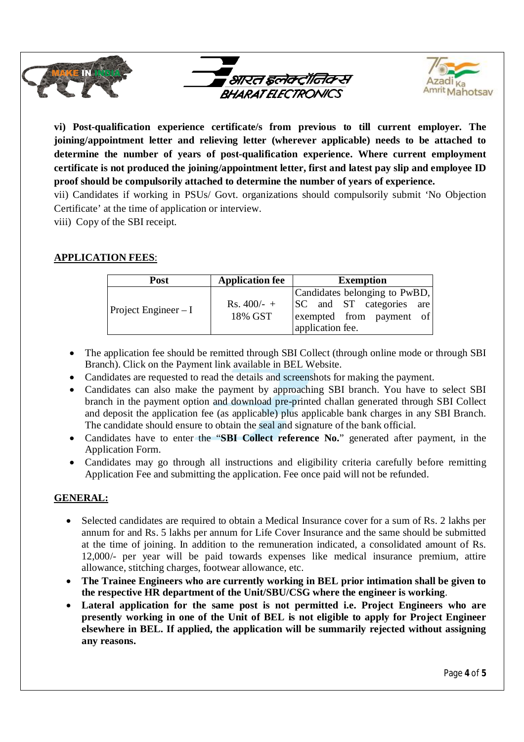**vi) Post-qualification experience certificate/s from previous to till current employer. The joining/appointment letter and relieving letter (wherever applicable) needs to be attached to determine the number of years of post-qualification experience. Where current employment certificate is not produced the joining/appointment letter, first and latest pay slip and employee ID proof should be compulsorily attached to determine the number of years of experience.**

vii) Candidates if working in PSUs/ Govt. organizations should compulsorily submit 'No Objection Certificate' at the time of application or interview.

viii) Copy of the SBI receipt.

## APPLICATION FEES:

| Post | Application fee | Exemption |
|---|---|---|
| Project Engineer – I | Rs. 400/- + 18% GST | Candidates belonging to PwBD, SC and ST categories are exempted from payment of application fee. |

- The application fee should be remitted through SBI Collect (through online mode or through SBI Branch). Click on the Payment link available in BEL Website.
- Candidates are requested to read the details and screenshots for making the payment.
- Candidates can also make the payment by approaching SBI branch. You have to select SBI branch in the payment option and download pre-printed challan generated through SBI Collect and deposit the application fee (as applicable) plus applicable bank charges in any SBI Branch. The candidate should ensure to obtain the seal and signature of the bank official.
- Candidates have to enter the "**SBI Collect reference No.**" generated after payment, in the Application Form.
- Candidates may go through all instructions and eligibility criteria carefully before remitting Application Fee and submitting the application. Fee once paid will not be refunded.

## GENERAL:

- Selected candidates are required to obtain a Medical Insurance cover for a sum of Rs. 2 lakhs per annum for and Rs. 5 lakhs per annum for Life Cover Insurance and the same should be submitted at the time of joining. In addition to the remuneration indicated, a consolidated amount of Rs. 12,000/- per year will be paid towards expenses like medical insurance premium, attire allowance, stitching charges, footwear allowance, etc.
- **The Trainee Engineers who are currently working in BEL prior intimation shall be given to the respective HR department of the Unit/SBU/CSG where the engineer is working**.
- **Lateral application for the same post is not permitted i.e. Project Engineers who are presently working in one of the Unit of BEL is not eligible to apply for Project Engineer elsewhere in BEL. If applied, the application will be summarily rejected without assigning any reasons.**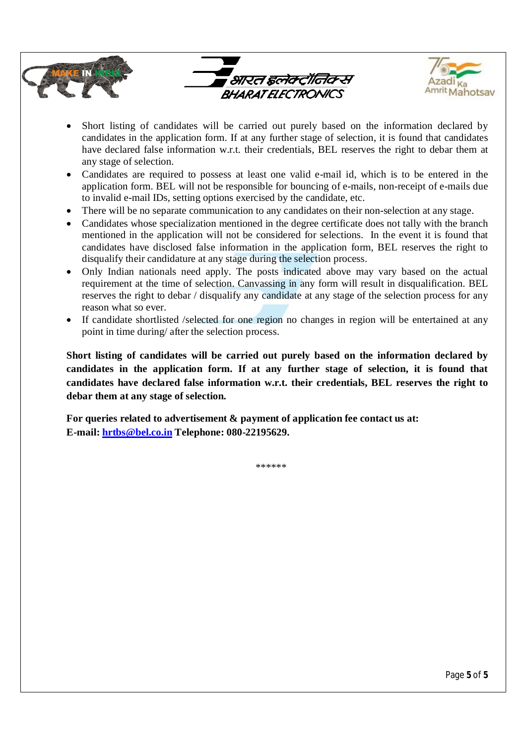- Short listing of candidates will be carried out purely based on the information declared by candidates in the application form. If at any further stage of selection, it is found that candidates have declared false information w.r.t. their credentials, BEL reserves the right to debar them at any stage of selection.
- Candidates are required to possess at least one valid e-mail id, which is to be entered in the application form. BEL will not be responsible for bouncing of e-mails, non-receipt of e-mails due to invalid e-mail IDs, setting options exercised by the candidate, etc.
- There will be no separate communication to any candidates on their non-selection at any stage.
- Candidates whose specialization mentioned in the degree certificate does not tally with the branch mentioned in the application will not be considered for selections. In the event it is found that candidates have disclosed false information in the application form, BEL reserves the right to disqualify their candidature at any stage during the selection process.
- Only Indian nationals need apply. The posts indicated above may vary based on the actual requirement at the time of selection. Canvassing in any form will result in disqualification. BEL reserves the right to debar / disqualify any candidate at any stage of the selection process for any reason what so ever.
- If candidate shortlisted /selected for one region no changes in region will be entertained at any point in time during/ after the selection process.

**Short listing of candidates will be carried out purely based on the information declared by candidates in the application form. If at any further stage of selection, it is found that candidates have declared false information w.r.t. their credentials, BEL reserves the right to debar them at any stage of selection.**

**For queries related to advertisement & payment of application fee contact us at:**
**E-mail: hrtbs@bel.co.in Telephone: 080-22195629.**

******